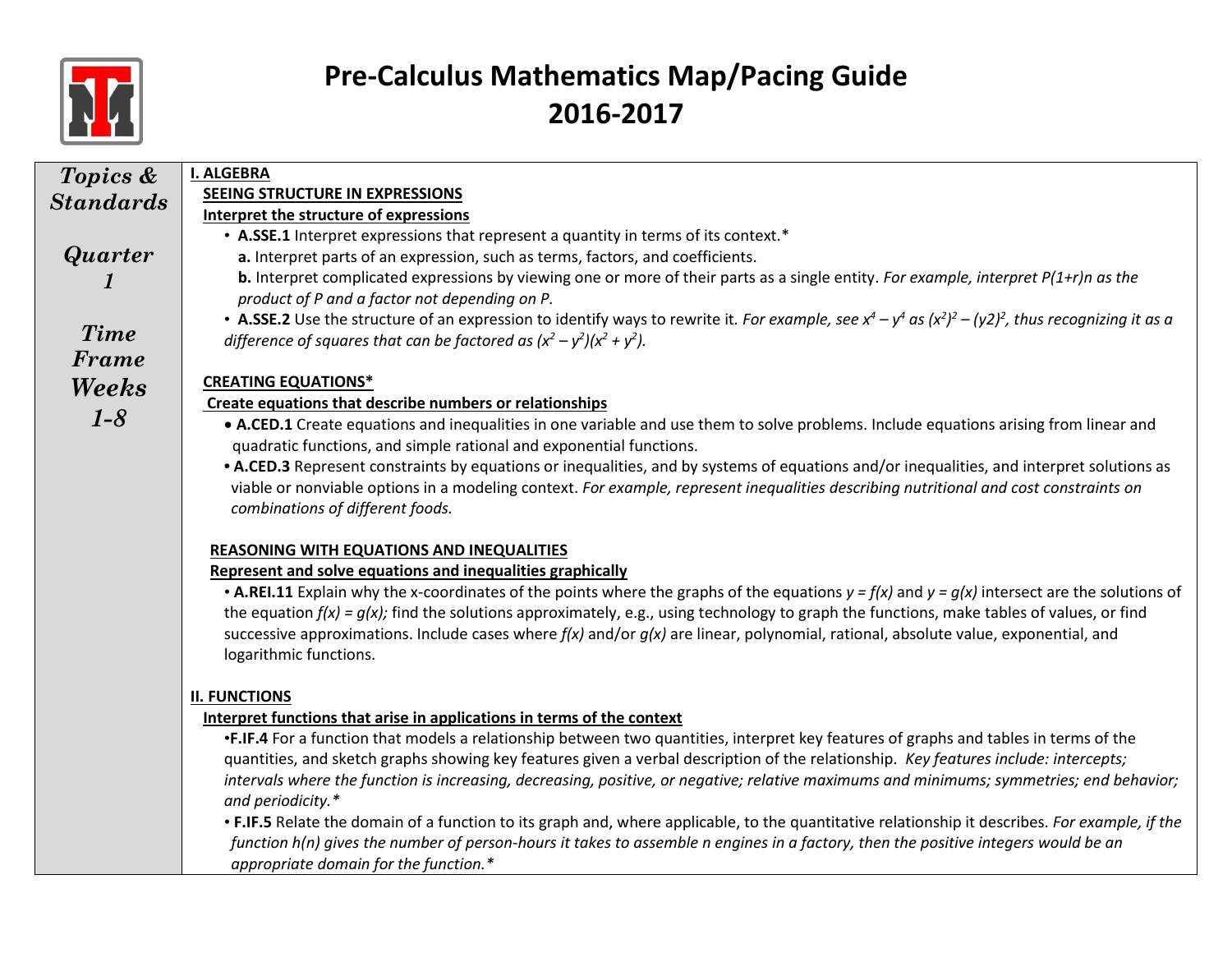# Pre-Calculus Mathematics Map/Pacing Guide 2016-2017

| Topics & Standards<br><br>Quarter 1<br><br>Time Frame Weeks 1-8 | **I. ALGEBRA**<br>**SEEING STRUCTURE IN EXPRESSIONS**<br>**Interpret the structure of expressions**<br>• **A.SSE.1** Interpret expressions that represent a quantity in terms of its context.*<br>**a.** Interpret parts of an expression, such as terms, factors, and coefficients.<br>**b.** Interpret complicated expressions by viewing one or more of their parts as a single entity. *For example, interpret P(1+r)n as the product of P and a factor not depending on P.*<br>• **A.SSE.2** Use the structure of an expression to identify ways to rewrite it. *For example, see $x^4 – y^4$ as $(x^2)^2 – (y2)^2$, thus recognizing it as a difference of squares that can be factored as $(x^2 – y^2)(x^2 + y^2)$.*<br><br>**CREATING EQUATIONS***<br>**Create equations that describe numbers or relationships**<br>• **A.CED.1** Create equations and inequalities in one variable and use them to solve problems. Include equations arising from linear and quadratic functions, and simple rational and exponential functions.<br>• **A.CED.3** Represent constraints by equations or inequalities, and by systems of equations and/or inequalities, and interpret solutions as viable or nonviable options in a modeling context. *For example, represent inequalities describing nutritional and cost constraints on combinations of different foods.*<br><br>**REASONING WITH EQUATIONS AND INEQUALITIES**<br>**Represent and solve equations and inequalities graphically**<br>• **A.REI.11** Explain why the x-coordinates of the points where the graphs of the equations *y = f(x)* and *y = g(x)* intersect are the solutions of the equation *f(x) = g(x);* find the solutions approximately, e.g., using technology to graph the functions, make tables of values, or find successive approximations. Include cases where *f(x)* and/or *g(x)* are linear, polynomial, rational, absolute value, exponential, and logarithmic functions.<br><br>**II. FUNCTIONS**<br>**Interpret functions that arise in applications in terms of the context**<br>•**F.IF.4** For a function that models a relationship between two quantities, interpret key features of graphs and tables in terms of the quantities, and sketch graphs showing key features given a verbal description of the relationship. *Key features include: intercepts; intervals where the function is increasing, decreasing, positive, or negative; relative maximums and minimums; symmetries; end behavior; and periodicity.**<br>• **F.IF.5** Relate the domain of a function to its graph and, where applicable, to the quantitative relationship it describes. *For example, if the function h(n) gives the number of person-hours it takes to assemble n engines in a factory, then the positive integers would be an appropriate domain for the function.** |
|---|---|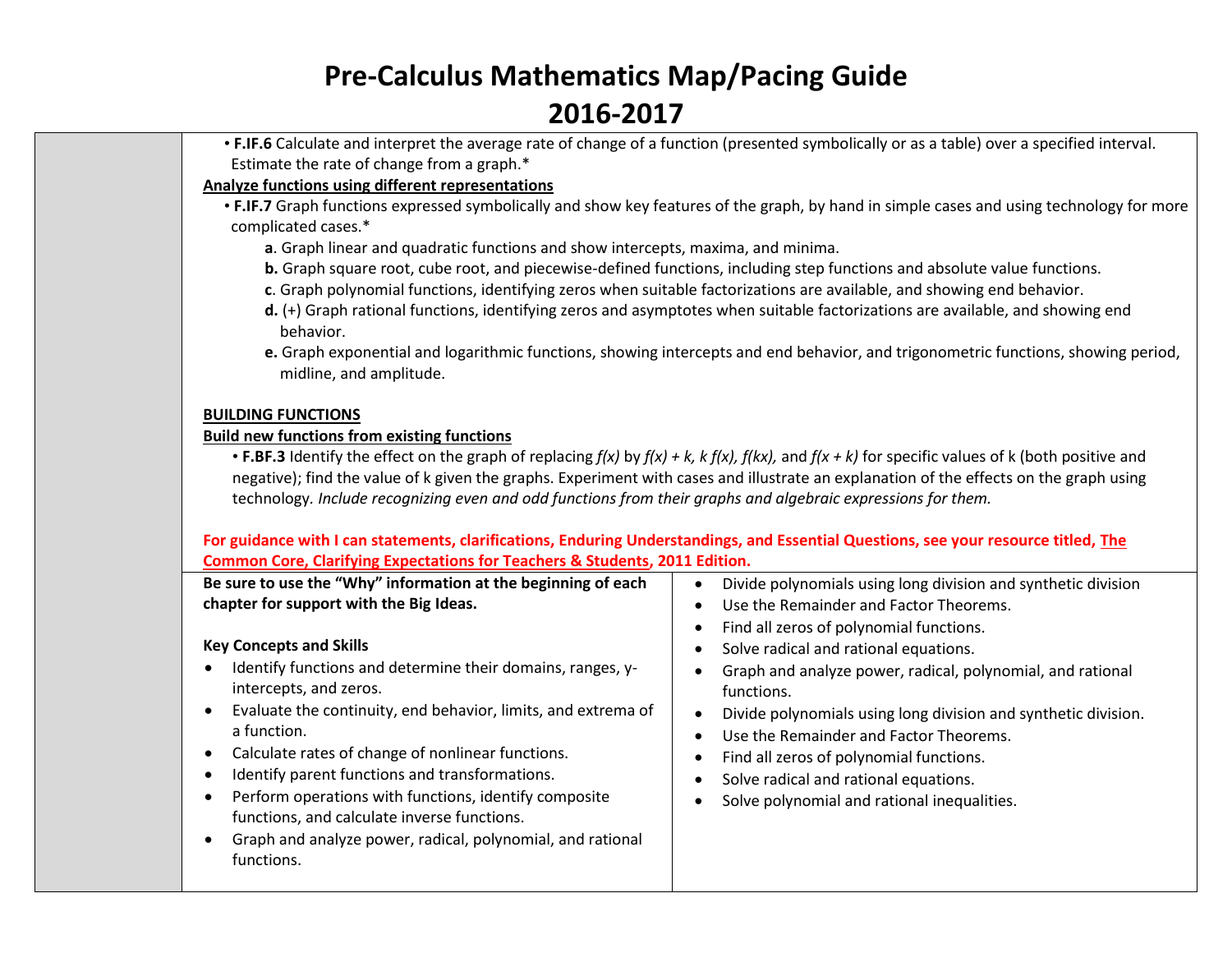# Pre-Calculus Mathematics Map/Pacing Guide
# 2016-2017

- **F.IF.6** Calculate and interpret the average rate of change of a function (presented symbolically or as a table) over a specified interval. Estimate the rate of change from a graph.*

**Analyze functions using different representations**

- **F.IF.7** Graph functions expressed symbolically and show key features of the graph, by hand in simple cases and using technology for more complicated cases.*
  - **a**. Graph linear and quadratic functions and show intercepts, maxima, and minima.
  - **b.** Graph square root, cube root, and piecewise-defined functions, including step functions and absolute value functions.
  - **c**. Graph polynomial functions, identifying zeros when suitable factorizations are available, and showing end behavior.
  - **d.** (+) Graph rational functions, identifying zeros and asymptotes when suitable factorizations are available, and showing end behavior.
  - **e.** Graph exponential and logarithmic functions, showing intercepts and end behavior, and trigonometric functions, showing period, midline, and amplitude.

**BUILDING FUNCTIONS**

**Build new functions from existing functions**

- **F.BF.3** Identify the effect on the graph of replacing $f(x)$ by $f(x) + k$, $k\,f(x)$, $f(kx)$, and $f(x + k)$ for specific values of k (both positive and negative); find the value of k given the graphs. Experiment with cases and illustrate an explanation of the effects on the graph using technology. *Include recognizing even and odd functions from their graphs and algebraic expressions for them.*

**For guidance with I can statements, clarifications, Enduring Understandings, and Essential Questions, see your resource titled, The Common Core, Clarifying Expectations for Teachers & Students, 2011 Edition.**

**Be sure to use the "Why" information at the beginning of each chapter for support with the Big Ideas.**

**Key Concepts and Skills**

- Identify functions and determine their domains, ranges, y-intercepts, and zeros.
- Evaluate the continuity, end behavior, limits, and extrema of a function.
- Calculate rates of change of nonlinear functions.
- Identify parent functions and transformations.
- Perform operations with functions, identify composite functions, and calculate inverse functions.
- Graph and analyze power, radical, polynomial, and rational functions.
- Divide polynomials using long division and synthetic division
- Use the Remainder and Factor Theorems.
- Find all zeros of polynomial functions.
- Solve radical and rational equations.
- Graph and analyze power, radical, polynomial, and rational functions.
- Divide polynomials using long division and synthetic division.
- Use the Remainder and Factor Theorems.
- Find all zeros of polynomial functions.
- Solve radical and rational equations.
- Solve polynomial and rational inequalities.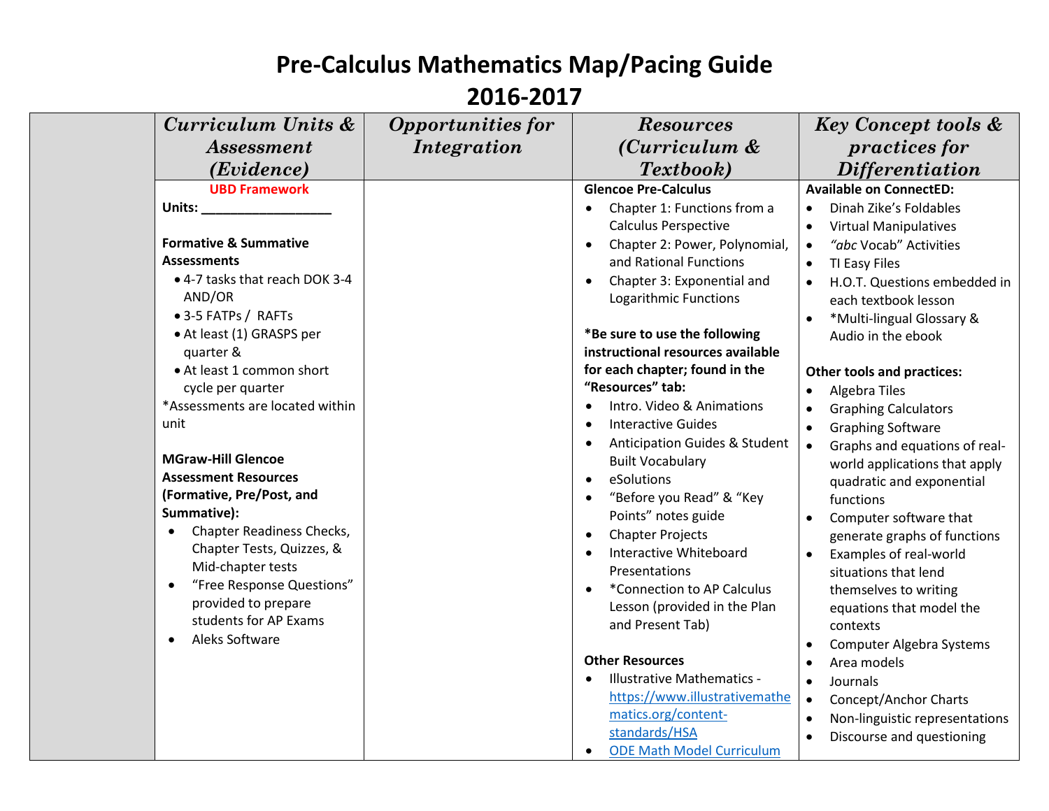# Pre-Calculus Mathematics Map/Pacing Guide 2016-2017

| | *Curriculum Units & Assessment (Evidence)* | *Opportunities for Integration* | *Resources (Curriculum & Textbook)* | *Key Concept tools & practices for Differentiation* |
|---|---|---|---|---|
| | **UBD Framework**<br>**Units: ________________**<br><br>**Formative & Summative Assessments**<br>• 4-7 tasks that reach DOK 3-4 AND/OR<br>• 3-5 FATPs / RAFTs<br>• At least (1) GRASPS per quarter &<br>• At least 1 common short cycle per quarter<br>*Assessments are located within unit<br><br>**MGraw-Hill Glencoe Assessment Resources (Formative, Pre/Post, and Summative):**<br>• Chapter Readiness Checks, Chapter Tests, Quizzes, & Mid-chapter tests<br>• "Free Response Questions" provided to prepare students for AP Exams<br>• Aleks Software | | **Glencoe Pre-Calculus**<br>• Chapter 1: Functions from a Calculus Perspective<br>• Chapter 2: Power, Polynomial, and Rational Functions<br>• Chapter 3: Exponential and Logarithmic Functions<br><br>**\*Be sure to use the following instructional resources available for each chapter; found in the "Resources" tab:**<br>• Intro. Video & Animations<br>• Interactive Guides<br>• Anticipation Guides & Student Built Vocabulary<br>• eSolutions<br>• "Before you Read" & "Key Points" notes guide<br>• Chapter Projects<br>• Interactive Whiteboard Presentations<br>• *Connection to AP Calculus Lesson (provided in the Plan and Present Tab)<br><br>**Other Resources**<br>• Illustrative Mathematics - [https://www.illustrativemathematics.org/content-standards/HSA](https://www.illustrativemathematics.org/content-standards/HSA)<br>• [ODE Math Model Curriculum]() | **Available on ConnectED:**<br>• Dinah Zike's Foldables<br>• Virtual Manipulatives<br>• *"abc* Vocab" Activities<br>• TI Easy Files<br>• H.O.T. Questions embedded in each textbook lesson<br>• *Multi-lingual Glossary & Audio in the ebook<br><br>**Other tools and practices:**<br>• Algebra Tiles<br>• Graphing Calculators<br>• Graphing Software<br>• Graphs and equations of real-world applications that apply quadratic and exponential functions<br>• Computer software that generate graphs of functions<br>• Examples of real-world situations that lend themselves to writing equations that model the contexts<br>• Computer Algebra Systems<br>• Area models<br>• Journals<br>• Concept/Anchor Charts<br>• Non-linguistic representations<br>• Discourse and questioning |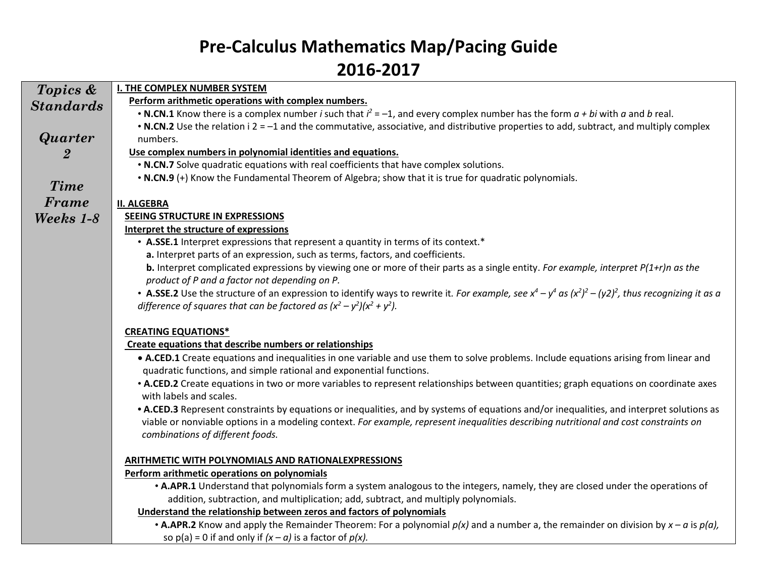# Pre-Calculus Mathematics Map/Pacing Guide
# 2016-2017

| *Topics & Standards* <br><br> *Quarter 2* <br><br> *Time Frame Weeks 1-8* | **I. THE COMPLEX NUMBER SYSTEM** <br> **Perform arithmetic operations with complex numbers.** <br> • **N.CN.1** Know there is a complex number *i* such that $i^2 = –1$, and every complex number has the form $a + bi$ with *a* and *b* real. <br> • **N.CN.2** Use the relation i 2 = –1 and the commutative, associative, and distributive properties to add, subtract, and multiply complex numbers. <br> **Use complex numbers in polynomial identities and equations.** <br> • **N.CN.7** Solve quadratic equations with real coefficients that have complex solutions. <br> • **N.CN.9** (+) Know the Fundamental Theorem of Algebra; show that it is true for quadratic polynomials. <br><br> **II. ALGEBRA** <br> **SEEING STRUCTURE IN EXPRESSIONS** <br> **Interpret the structure of expressions** <br> • **A.SSE.1** Interpret expressions that represent a quantity in terms of its context.* <br> **a.** Interpret parts of an expression, such as terms, factors, and coefficients. <br> **b.** Interpret complicated expressions by viewing one or more of their parts as a single entity. *For example, interpret P(1+r)n as the product of P and a factor not depending on P.* <br> • **A.SSE.2** Use the structure of an expression to identify ways to rewrite it. *For example, see $x^4 – y^4$ as $(x^2)^2 – (y2)^2$, thus recognizing it as a difference of squares that can be factored as $(x^2 – y^2)(x^2 + y^2)$.* <br><br> **CREATING EQUATIONS*** <br> **Create equations that describe numbers or relationships** <br> • **A.CED.1** Create equations and inequalities in one variable and use them to solve problems. Include equations arising from linear and quadratic functions, and simple rational and exponential functions. <br> • **A.CED.2** Create equations in two or more variables to represent relationships between quantities; graph equations on coordinate axes with labels and scales. <br> • **A.CED.3** Represent constraints by equations or inequalities, and by systems of equations and/or inequalities, and interpret solutions as viable or nonviable options in a modeling context. *For example, represent inequalities describing nutritional and cost constraints on combinations of different foods.* <br><br> **ARITHMETIC WITH POLYNOMIALS AND RATIONALEXPRESSIONS** <br> **Perform arithmetic operations on polynomials** <br> • **A.APR.1** Understand that polynomials form a system analogous to the integers, namely, they are closed under the operations of addition, subtraction, and multiplication; add, subtract, and multiply polynomials. <br> **Understand the relationship between zeros and factors of polynomials** <br> • **A.APR.2** Know and apply the Remainder Theorem: For a polynomial *p(x)* and a number a, the remainder on division by *x – a* is *p(a),* so p(a) = 0 if and only if *(x – a)* is a factor of *p(x).* |
|---|---|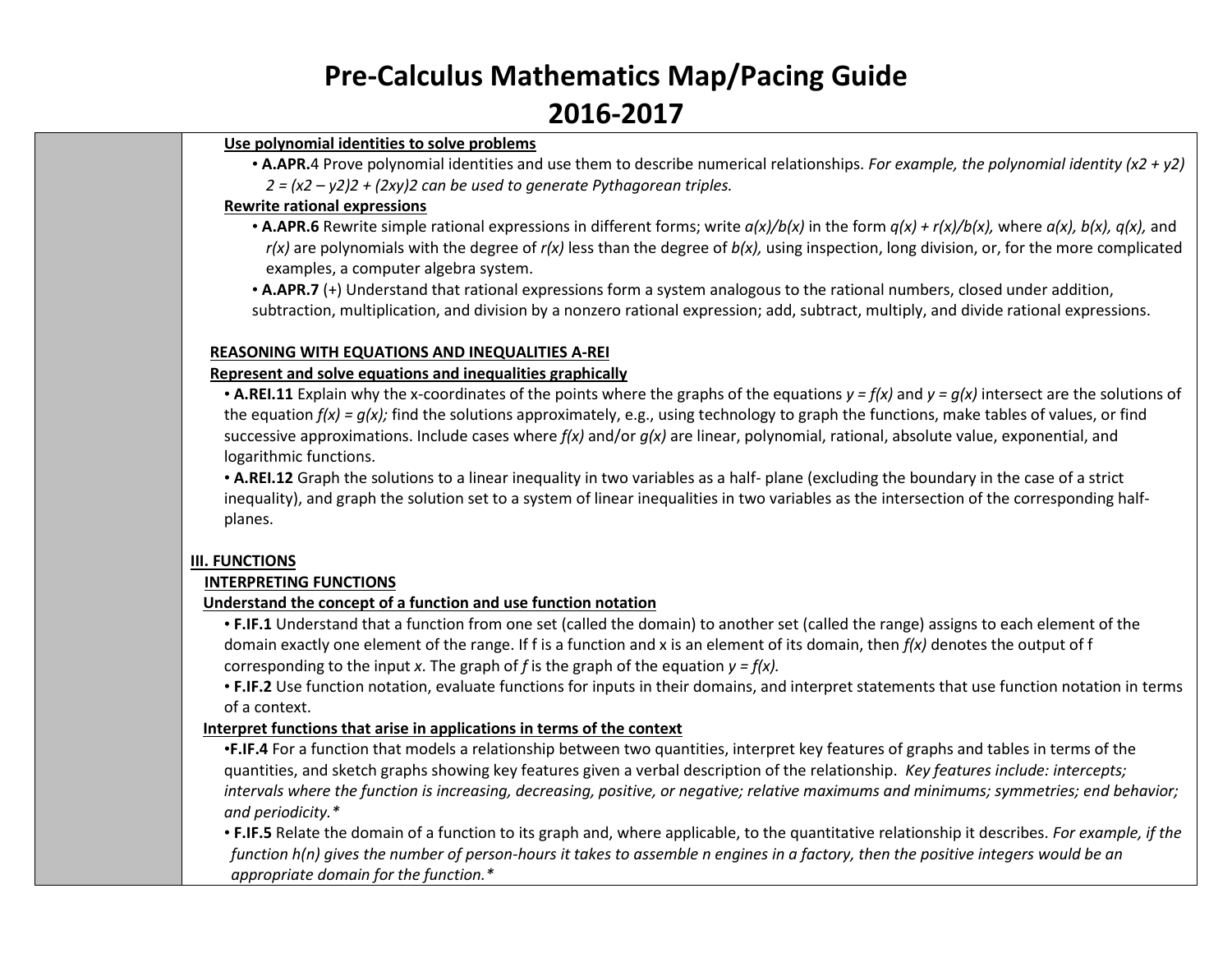# Pre-Calculus Mathematics Map/Pacing Guide
# 2016-2017

**Use polynomial identities to solve problems**

- **A.APR.**4 Prove polynomial identities and use them to describe numerical relationships. *For example, the polynomial identity $(x^2 + y^2)^2 = (x^2 – y^2)^2 + (2xy)^2$ can be used to generate Pythagorean triples.*

**Rewrite rational expressions**

- **A.APR.6** Rewrite simple rational expressions in different forms; write $a(x)/b(x)$ in the form $q(x) + r(x)/b(x)$, where $a(x)$, $b(x)$, $q(x)$, and $r(x)$ are polynomials with the degree of $r(x)$ less than the degree of $b(x)$, using inspection, long division, or, for the more complicated examples, a computer algebra system.
- **A.APR.7** (+) Understand that rational expressions form a system analogous to the rational numbers, closed under addition, subtraction, multiplication, and division by a nonzero rational expression; add, subtract, multiply, and divide rational expressions.

**REASONING WITH EQUATIONS AND INEQUALITIES A-REI**

**Represent and solve equations and inequalities graphically**

- **A.REI.11** Explain why the x-coordinates of the points where the graphs of the equations $y = f(x)$ and $y = g(x)$ intersect are the solutions of the equation $f(x) = g(x)$; find the solutions approximately, e.g., using technology to graph the functions, make tables of values, or find successive approximations. Include cases where $f(x)$ and/or $g(x)$ are linear, polynomial, rational, absolute value, exponential, and logarithmic functions.
- **A.REI.12** Graph the solutions to a linear inequality in two variables as a half- plane (excluding the boundary in the case of a strict inequality), and graph the solution set to a system of linear inequalities in two variables as the intersection of the corresponding half-planes.

**III. FUNCTIONS**

**INTERPRETING FUNCTIONS**

**Understand the concept of a function and use function notation**

- **F.IF.1** Understand that a function from one set (called the domain) to another set (called the range) assigns to each element of the domain exactly one element of the range. If f is a function and x is an element of its domain, then $f(x)$ denotes the output of f corresponding to the input $x$. The graph of $f$ is the graph of the equation $y = f(x)$.
- **F.IF.2** Use function notation, evaluate functions for inputs in their domains, and interpret statements that use function notation in terms of a context.

**Interpret functions that arise in applications in terms of the context**

- **F.IF.4** For a function that models a relationship between two quantities, interpret key features of graphs and tables in terms of the quantities, and sketch graphs showing key features given a verbal description of the relationship. *Key features include: intercepts; intervals where the function is increasing, decreasing, positive, or negative; relative maximums and minimums; symmetries; end behavior; and periodicity.**
- **F.IF.5** Relate the domain of a function to its graph and, where applicable, to the quantitative relationship it describes. *For example, if the function h(n) gives the number of person-hours it takes to assemble n engines in a factory, then the positive integers would be an appropriate domain for the function.**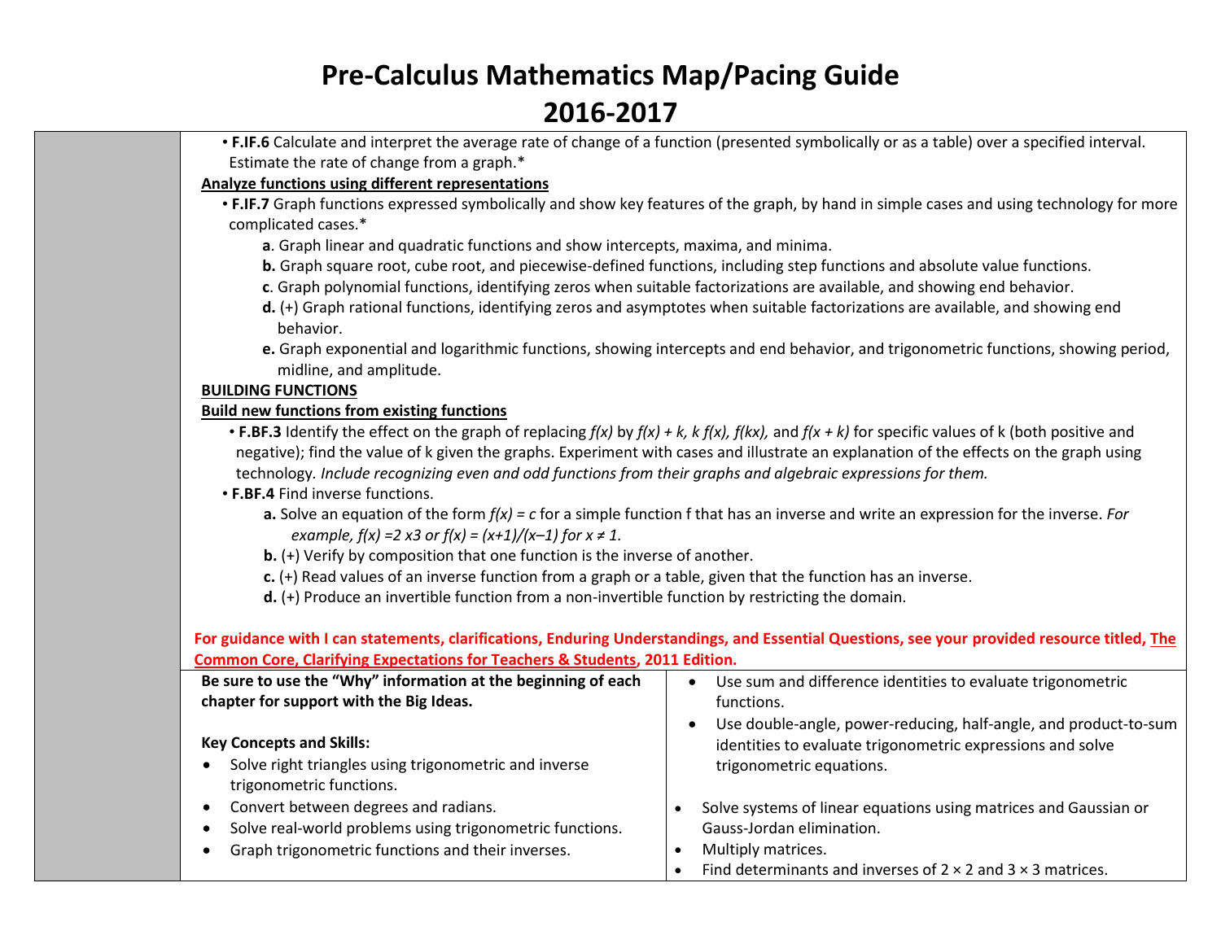# Pre-Calculus Mathematics Map/Pacing Guide

# 2016-2017

- **F.IF.6** Calculate and interpret the average rate of change of a function (presented symbolically or as a table) over a specified interval. Estimate the rate of change from a graph.*

**Analyze functions using different representations**

- **F.IF.7** Graph functions expressed symbolically and show key features of the graph, by hand in simple cases and using technology for more complicated cases.*
  - **a**. Graph linear and quadratic functions and show intercepts, maxima, and minima.
  - **b.** Graph square root, cube root, and piecewise-defined functions, including step functions and absolute value functions.
  - **c**. Graph polynomial functions, identifying zeros when suitable factorizations are available, and showing end behavior.
  - **d.** (+) Graph rational functions, identifying zeros and asymptotes when suitable factorizations are available, and showing end behavior.
  - **e.** Graph exponential and logarithmic functions, showing intercepts and end behavior, and trigonometric functions, showing period, midline, and amplitude.

**BUILDING FUNCTIONS**

**Build new functions from existing functions**

- **F.BF.3** Identify the effect on the graph of replacing $f(x)$ by $f(x) + k$, $k\,f(x)$, $f(kx)$, and $f(x + k)$ for specific values of k (both positive and negative); find the value of k given the graphs. Experiment with cases and illustrate an explanation of the effects on the graph using technology. *Include recognizing even and odd functions from their graphs and algebraic expressions for them.*
- **F.BF.4** Find inverse functions.
  - **a.** Solve an equation of the form $f(x) = c$ for a simple function f that has an inverse and write an expression for the inverse. *For example,* $f(x) = 2x^3$ *or* $f(x) = (x+1)/(x-1)$ *for* $x \neq 1$.
  - **b.** (+) Verify by composition that one function is the inverse of another.
  - **c.** (+) Read values of an inverse function from a graph or a table, given that the function has an inverse.
  - **d.** (+) Produce an invertible function from a non-invertible function by restricting the domain.

**For guidance with I can statements, clarifications, Enduring Understandings, and Essential Questions, see your provided resource titled, The Common Core, Clarifying Expectations for Teachers & Students, 2011 Edition.**

**Be sure to use the "Why" information at the beginning of each chapter for support with the Big Ideas.**

**Key Concepts and Skills:**

- Solve right triangles using trigonometric and inverse trigonometric functions.
- Convert between degrees and radians.
- Solve real-world problems using trigonometric functions.
- Graph trigonometric functions and their inverses.
- Use sum and difference identities to evaluate trigonometric functions.
- Use double-angle, power-reducing, half-angle, and product-to-sum identities to evaluate trigonometric expressions and solve trigonometric equations.

- Solve systems of linear equations using matrices and Gaussian or Gauss-Jordan elimination.
- Multiply matrices.
- Find determinants and inverses of $2 \times 2$ and $3 \times 3$ matrices.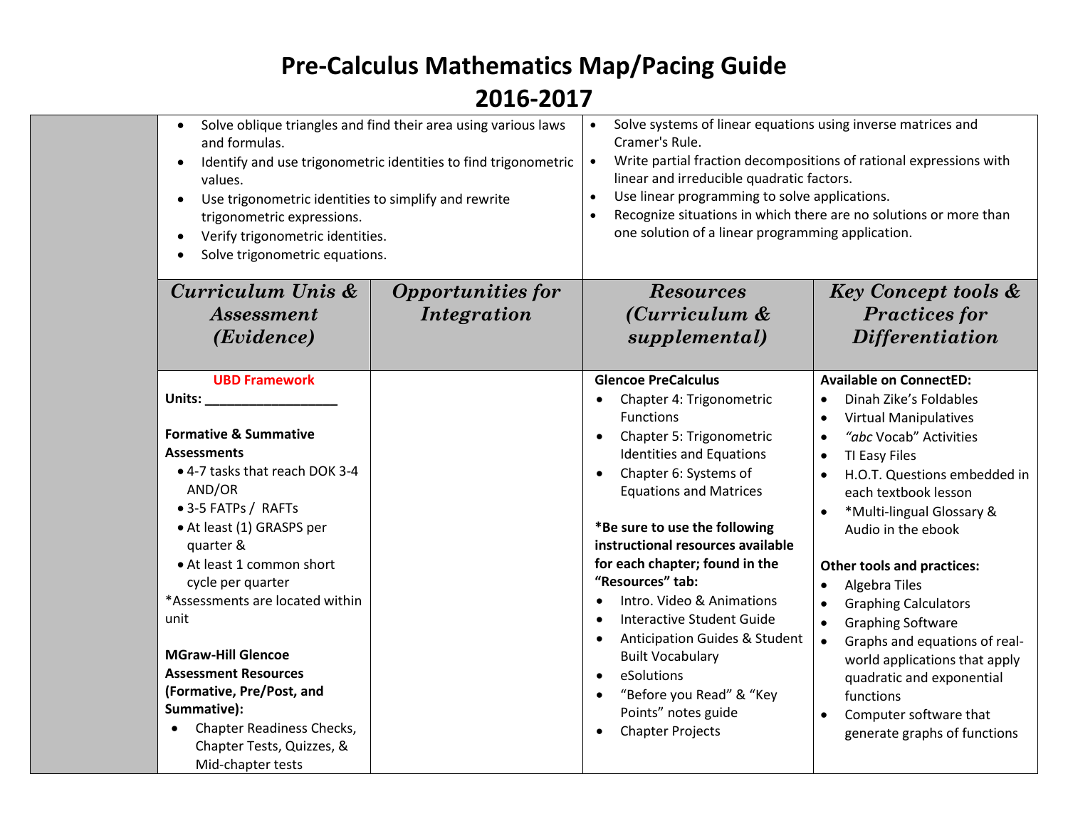# Pre-Calculus Mathematics Map/Pacing Guide
# 2016-2017

| | | | | |
|---|---|---|---|---|
| | • Solve oblique triangles and find their area using various laws and formulas.<br>• Identify and use trigonometric identities to find trigonometric values.<br>• Use trigonometric identities to simplify and rewrite trigonometric expressions.<br>• Verify trigonometric identities.<br>• Solve trigonometric equations. | | • Solve systems of linear equations using inverse matrices and Cramer's Rule.<br>• Write partial fraction decompositions of rational expressions with linear and irreducible quadratic factors.<br>• Use linear programming to solve applications.<br>• Recognize situations in which there are no solutions or more than one solution of a linear programming application. | |
| | ***Curriculum Unis & Assessment (Evidence)*** | ***Opportunities for Integration*** | ***Resources (Curriculum & supplemental)*** | ***Key Concept tools & Practices for Differentiation*** |
| | **UBD Framework**<br>**Units: __________________**<br><br>**Formative & Summative Assessments**<br>• 4-7 tasks that reach DOK 3-4 AND/OR<br>• 3-5 FATPs / RAFTs<br>• At least (1) GRASPS per quarter &<br>• At least 1 common short cycle per quarter<br>*Assessments are located within unit<br><br>**MGraw-Hill Glencoe Assessment Resources (Formative, Pre/Post, and Summative):**<br>• Chapter Readiness Checks, Chapter Tests, Quizzes, & Mid-chapter tests | | **Glencoe PreCalculus**<br>• Chapter 4: Trigonometric Functions<br>• Chapter 5: Trigonometric Identities and Equations<br>• Chapter 6: Systems of Equations and Matrices<br><br>**\*Be sure to use the following instructional resources available for each chapter; found in the "Resources" tab:**<br>• Intro. Video & Animations<br>• Interactive Student Guide<br>• Anticipation Guides & Student Built Vocabulary<br>• eSolutions<br>• "Before you Read" & "Key Points" notes guide<br>• Chapter Projects | **Available on ConnectED:**<br>• Dinah Zike's Foldables<br>• Virtual Manipulatives<br>• *"abc* Vocab" Activities<br>• TI Easy Files<br>• H.O.T. Questions embedded in each textbook lesson<br>• *Multi-lingual Glossary & Audio in the ebook<br><br>**Other tools and practices:**<br>• Algebra Tiles<br>• Graphing Calculators<br>• Graphing Software<br>• Graphs and equations of real-world applications that apply quadratic and exponential functions<br>• Computer software that generate graphs of functions |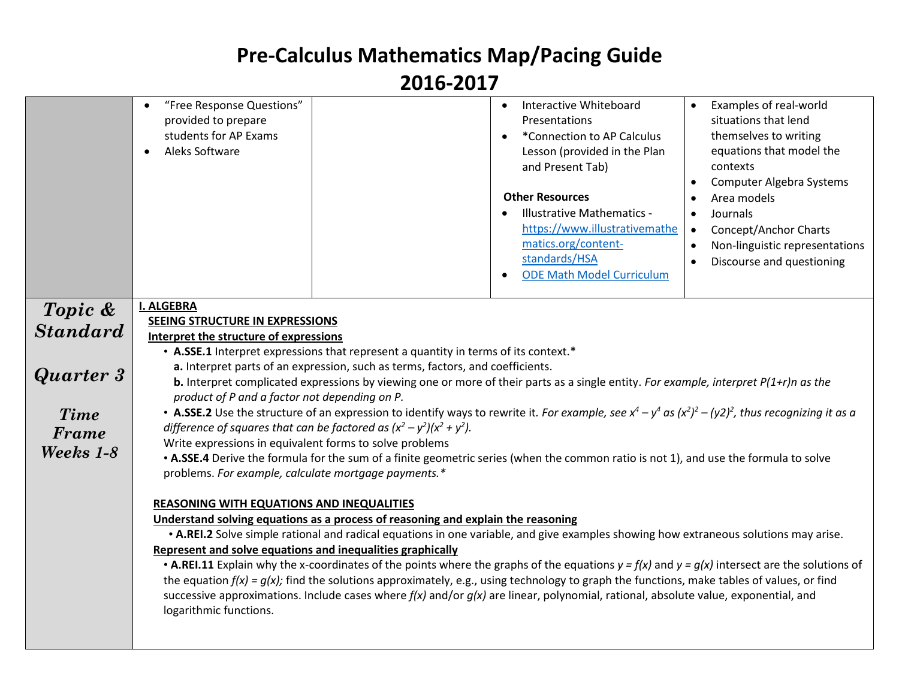# Pre-Calculus Mathematics Map/Pacing Guide
# 2016-2017

| | | | | |
|---|---|---|---|---|
| | • "Free Response Questions" provided to prepare students for AP Exams<br>• Aleks Software | | • Interactive Whiteboard Presentations<br>• *Connection to AP Calculus Lesson (provided in the Plan and Present Tab)<br><br>**Other Resources**<br>• Illustrative Mathematics - https://www.illustrativemathematics.org/content-standards/HSA<br>• ODE Math Model Curriculum | • Examples of real-world situations that lend themselves to writing equations that model the contexts<br>• Computer Algebra Systems<br>• Area models<br>• Journals<br>• Concept/Anchor Charts<br>• Non-linguistic representations<br>• Discourse and questioning |
| ***Topic & Standard***<br><br>***Quarter 3***<br><br>***Time Frame Weeks 1-8*** | **I. ALGEBRA**<br>**SEEING STRUCTURE IN EXPRESSIONS**<br>**Interpret the structure of expressions**<br>• **A.SSE.1** Interpret expressions that represent a quantity in terms of its context.*<br>**a.** Interpret parts of an expression, such as terms, factors, and coefficients.<br>**b.** Interpret complicated expressions by viewing one or more of their parts as a single entity. *For example, interpret P(1+r)n as the product of P and a factor not depending on P.*<br>• **A.SSE.2** Use the structure of an expression to identify ways to rewrite it. *For example, see $x^4 - y^4$ as $(x^2)^2 - (y2)^2$, thus recognizing it as a difference of squares that can be factored as $(x^2 - y^2)(x^2 + y^2)$.*<br>Write expressions in equivalent forms to solve problems<br>• **A.SSE.4** Derive the formula for the sum of a finite geometric series (when the common ratio is not 1), and use the formula to solve problems. *For example, calculate mortgage payments.**<br><br>**REASONING WITH EQUATIONS AND INEQUALITIES**<br>**Understand solving equations as a process of reasoning and explain the reasoning**<br>• **A.REI.2** Solve simple rational and radical equations in one variable, and give examples showing how extraneous solutions may arise.<br>**Represent and solve equations and inequalities graphically**<br>• **A.REI.11** Explain why the x-coordinates of the points where the graphs of the equations *y = f(x)* and *y = g(x)* intersect are the solutions of the equation *f(x) = g(x);* find the solutions approximately, e.g., using technology to graph the functions, make tables of values, or find successive approximations. Include cases where *f(x)* and/or *g(x)* are linear, polynomial, rational, absolute value, exponential, and logarithmic functions. | | | |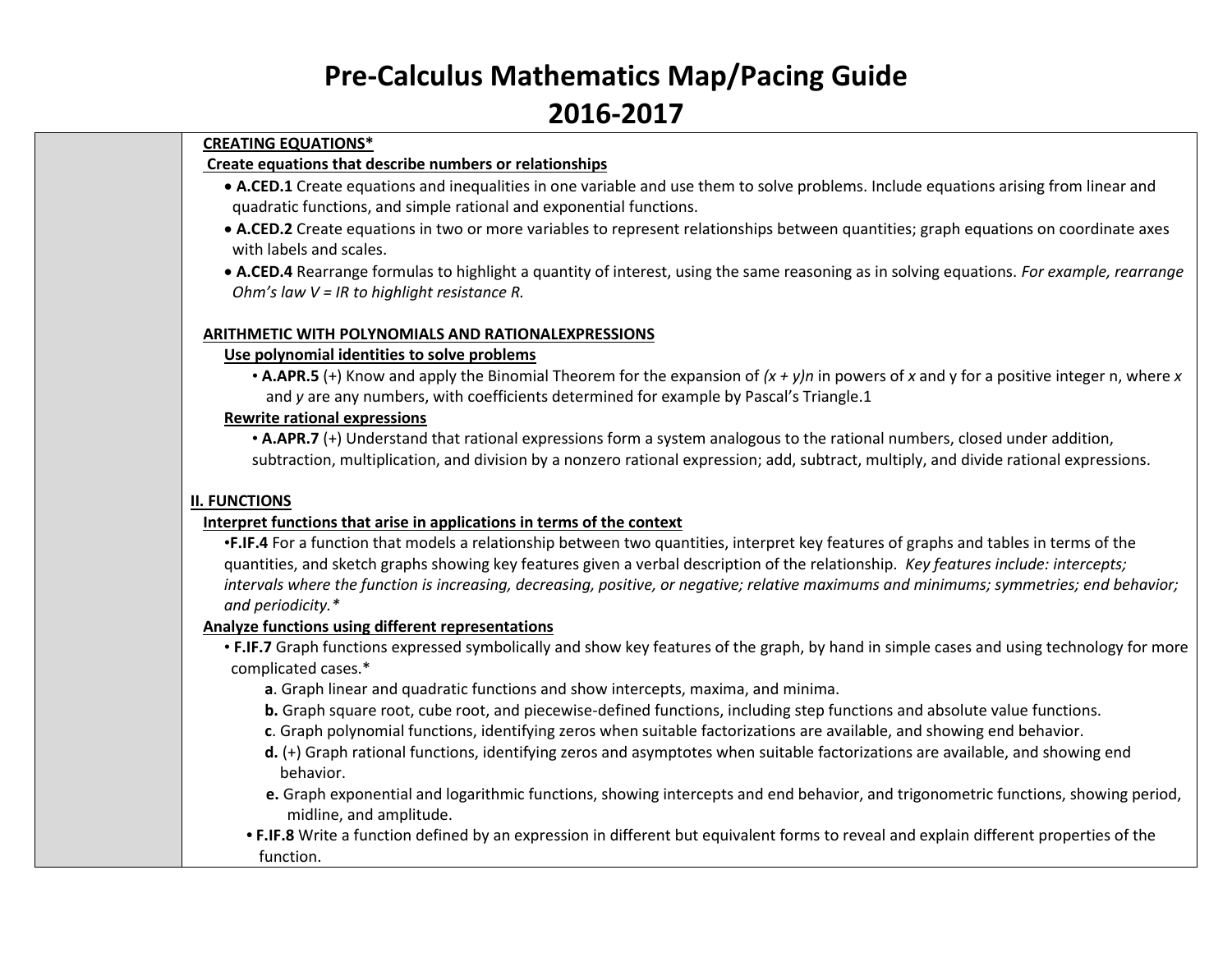# Pre-Calculus Mathematics Map/Pacing Guide
# 2016-2017

**CREATING EQUATIONS***

**Create equations that describe numbers or relationships**

- **A.CED.1** Create equations and inequalities in one variable and use them to solve problems. Include equations arising from linear and quadratic functions, and simple rational and exponential functions.
- **A.CED.2** Create equations in two or more variables to represent relationships between quantities; graph equations on coordinate axes with labels and scales.
- **A.CED.4** Rearrange formulas to highlight a quantity of interest, using the same reasoning as in solving equations. *For example, rearrange Ohm's law V = IR to highlight resistance R.*

**ARITHMETIC WITH POLYNOMIALS AND RATIONALEXPRESSIONS**

**Use polynomial identities to solve problems**

- **A.APR.5** (+) Know and apply the Binomial Theorem for the expansion of $(x + y)n$ in powers of $x$ and y for a positive integer n, where $x$ and $y$ are any numbers, with coefficients determined for example by Pascal's Triangle.1

**Rewrite rational expressions**

- **A.APR.7** (+) Understand that rational expressions form a system analogous to the rational numbers, closed under addition, subtraction, multiplication, and division by a nonzero rational expression; add, subtract, multiply, and divide rational expressions.

**II. FUNCTIONS**

**Interpret functions that arise in applications in terms of the context**

- **F.IF.4** For a function that models a relationship between two quantities, interpret key features of graphs and tables in terms of the quantities, and sketch graphs showing key features given a verbal description of the relationship. *Key features include: intercepts; intervals where the function is increasing, decreasing, positive, or negative; relative maximums and minimums; symmetries; end behavior; and periodicity.**

**Analyze functions using different representations**

- **F.IF.7** Graph functions expressed symbolically and show key features of the graph, by hand in simple cases and using technology for more complicated cases.*
  - **a**. Graph linear and quadratic functions and show intercepts, maxima, and minima.
  - **b.** Graph square root, cube root, and piecewise-defined functions, including step functions and absolute value functions.
  - **c**. Graph polynomial functions, identifying zeros when suitable factorizations are available, and showing end behavior.
  - **d.** (+) Graph rational functions, identifying zeros and asymptotes when suitable factorizations are available, and showing end behavior.
  - **e.** Graph exponential and logarithmic functions, showing intercepts and end behavior, and trigonometric functions, showing period, midline, and amplitude.
- **F.IF.8** Write a function defined by an expression in different but equivalent forms to reveal and explain different properties of the function.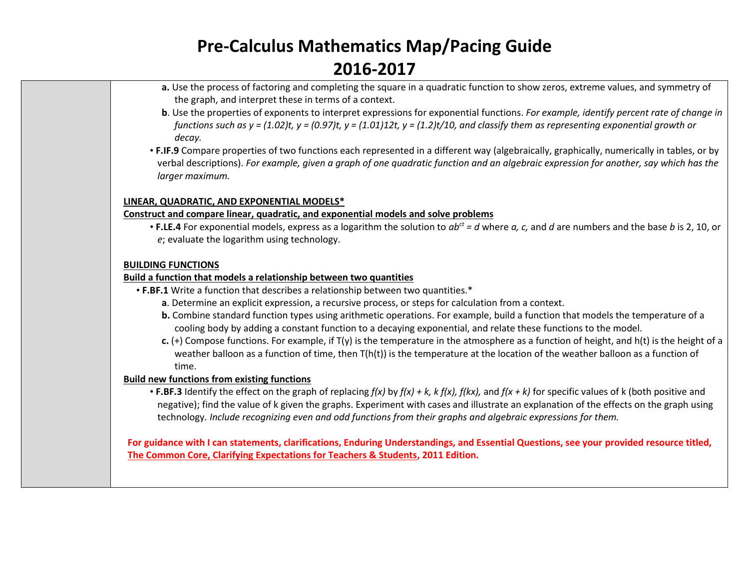# Pre-Calculus Mathematics Map/Pacing Guide
# 2016-2017

- **a.** Use the process of factoring and completing the square in a quadratic function to show zeros, extreme values, and symmetry of the graph, and interpret these in terms of a context.
- **b**. Use the properties of exponents to interpret expressions for exponential functions. *For example, identify percent rate of change in functions such as y = (1.02)t, y = (0.97)t, y = (1.01)12t, y = (1.2)t/10, and classify them as representing exponential growth or decay.*

• **F.IF.9** Compare properties of two functions each represented in a different way (algebraically, graphically, numerically in tables, or by verbal descriptions). *For example, given a graph of one quadratic function and an algebraic expression for another, say which has the larger maximum.*

**LINEAR, QUADRATIC, AND EXPONENTIAL MODELS***

**Construct and compare linear, quadratic, and exponential models and solve problems**

• **F.LE.4** For exponential models, express as a logarithm the solution to $ab^{ct} = d$ where *a, c,* and *d* are numbers and the base *b* is 2, 10, or *e*; evaluate the logarithm using technology.

**BUILDING FUNCTIONS**

**Build a function that models a relationship between two quantities**

• **F.BF.1** Write a function that describes a relationship between two quantities.*

- **a**. Determine an explicit expression, a recursive process, or steps for calculation from a context.
- **b.** Combine standard function types using arithmetic operations. For example, build a function that models the temperature of a cooling body by adding a constant function to a decaying exponential, and relate these functions to the model.
- **c.** (+) Compose functions. For example, if T(y) is the temperature in the atmosphere as a function of height, and h(t) is the height of a weather balloon as a function of time, then T(h(t)) is the temperature at the location of the weather balloon as a function of time.

**Build new functions from existing functions**

• **F.BF.3** Identify the effect on the graph of replacing *f(x)* by *f(x) + k, k f(x), f(kx),* and *f(x + k)* for specific values of k (both positive and negative); find the value of k given the graphs. Experiment with cases and illustrate an explanation of the effects on the graph using technology. *Include recognizing even and odd functions from their graphs and algebraic expressions for them.*

**For guidance with I can statements, clarifications, Enduring Understandings, and Essential Questions, see your provided resource titled, The Common Core, Clarifying Expectations for Teachers & Students, 2011 Edition.**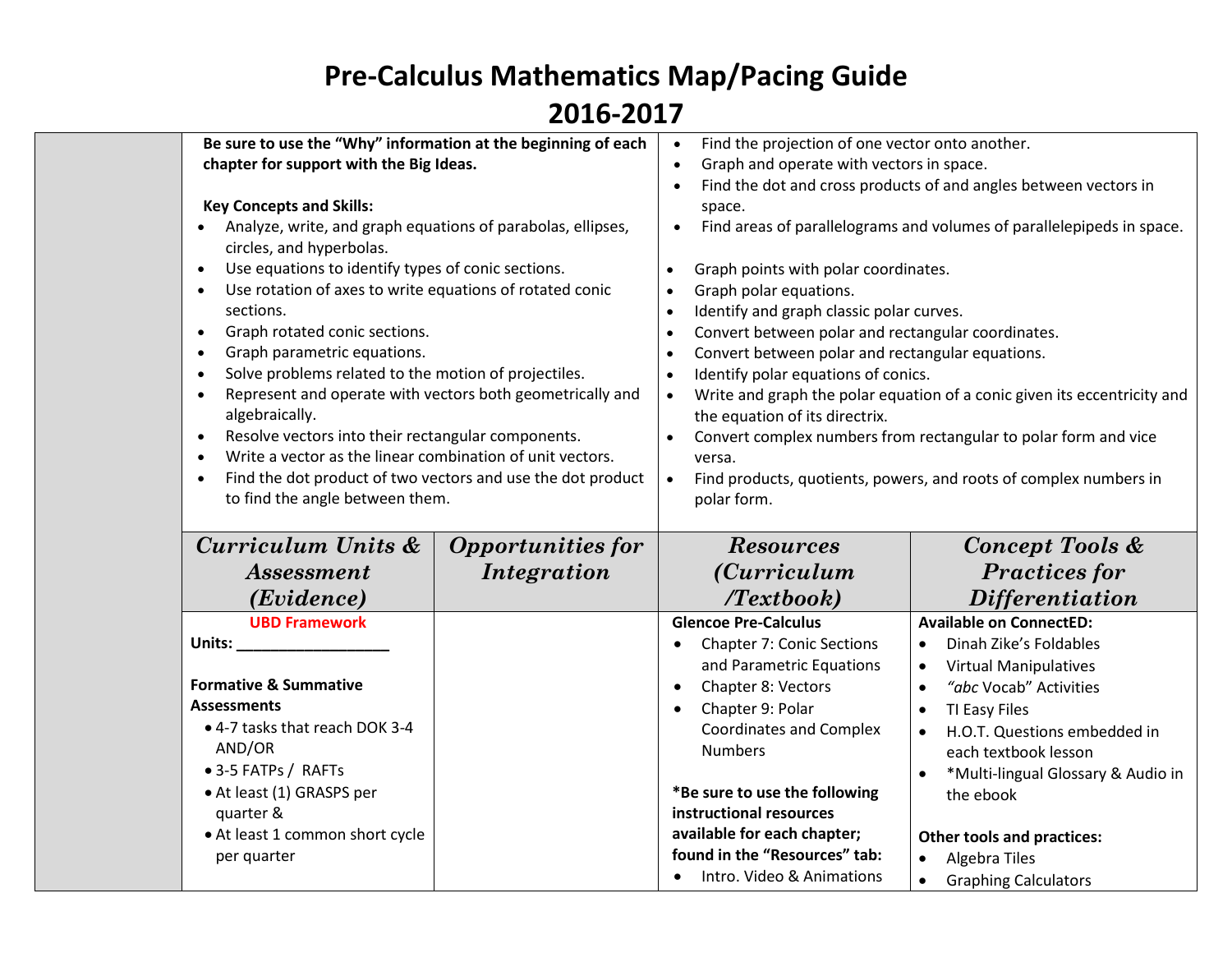# Pre-Calculus Mathematics Map/Pacing Guide

# 2016-2017

| | | | | |
|---|---|---|---|---|
| | **Be sure to use the "Why" information at the beginning of each chapter for support with the Big Ideas.**<br><br>**Key Concepts and Skills:**<br>• Analyze, write, and graph equations of parabolas, ellipses, circles, and hyperbolas.<br>• Use equations to identify types of conic sections.<br>• Use rotation of axes to write equations of rotated conic sections.<br>• Graph rotated conic sections.<br>• Graph parametric equations.<br>• Solve problems related to the motion of projectiles.<br>• Represent and operate with vectors both geometrically and algebraically.<br>• Resolve vectors into their rectangular components.<br>• Write a vector as the linear combination of unit vectors.<br>• Find the dot product of two vectors and use the dot product to find the angle between them. | | • Find the projection of one vector onto another.<br>• Graph and operate with vectors in space.<br>• Find the dot and cross products of and angles between vectors in space.<br>• Find areas of parallelograms and volumes of parallelepipeds in space.<br><br>• Graph points with polar coordinates.<br>• Graph polar equations.<br>• Identify and graph classic polar curves.<br>• Convert between polar and rectangular coordinates.<br>• Convert between polar and rectangular equations.<br>• Identify polar equations of conics.<br>• Write and graph the polar equation of a conic given its eccentricity and the equation of its directrix.<br>• Convert complex numbers from rectangular to polar form and vice versa.<br>• Find products, quotients, powers, and roots of complex numbers in polar form. | |
| | ***Curriculum Units & Assessment (Evidence)*** | ***Opportunities for Integration*** | ***Resources (Curriculum /Textbook)*** | ***Concept Tools & Practices for Differentiation*** |
| | **UBD Framework**<br>**Units: ___________________**<br><br>**Formative & Summative Assessments**<br>• 4-7 tasks that reach DOK 3-4 AND/OR<br>• 3-5 FATPs / RAFTs<br>• At least (1) GRASPS per quarter &<br>• At least 1 common short cycle per quarter | | **Glencoe Pre-Calculus**<br>• Chapter 7: Conic Sections and Parametric Equations<br>• Chapter 8: Vectors<br>• Chapter 9: Polar Coordinates and Complex Numbers<br><br>**\*Be sure to use the following instructional resources available for each chapter; found in the "Resources" tab:**<br>• Intro. Video & Animations | **Available on ConnectED:**<br>• Dinah Zike's Foldables<br>• Virtual Manipulatives<br>• *"abc* Vocab" Activities<br>• TI Easy Files<br>• H.O.T. Questions embedded in each textbook lesson<br>• \*Multi-lingual Glossary & Audio in the ebook<br><br>**Other tools and practices:**<br>• Algebra Tiles<br>• Graphing Calculators |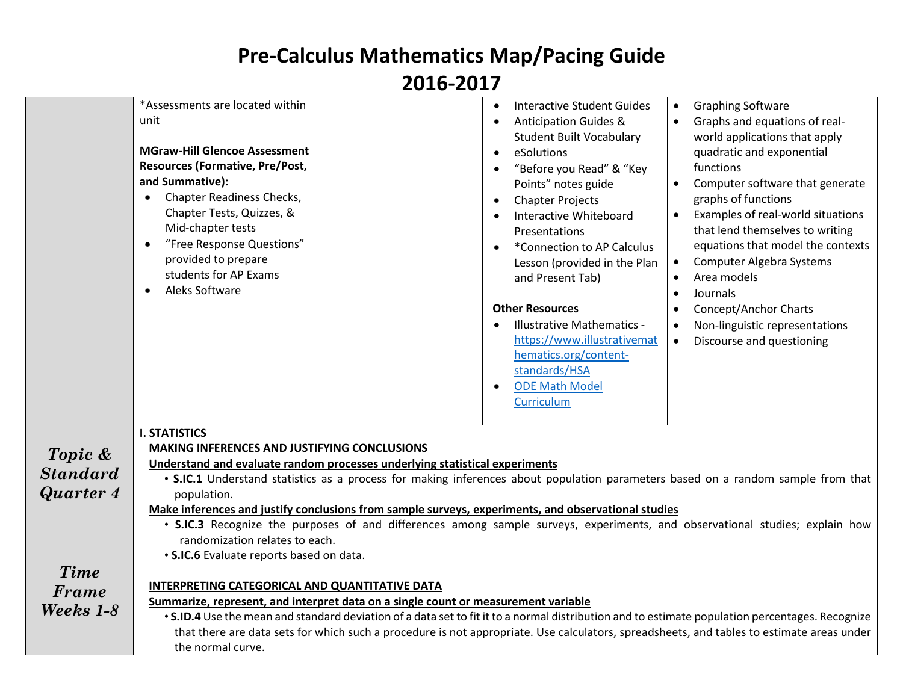# Pre-Calculus Mathematics Map/Pacing Guide

# 2016-2017

| | | | | |
|---|---|---|---|---|
| | *Assessments are located within unit<br><br>**MGraw-Hill Glencoe Assessment Resources (Formative, Pre/Post, and Summative):**<br>• Chapter Readiness Checks, Chapter Tests, Quizzes, & Mid-chapter tests<br>• "Free Response Questions" provided to prepare students for AP Exams<br>• Aleks Software | | • Interactive Student Guides<br>• Anticipation Guides & Student Built Vocabulary<br>• eSolutions<br>• "Before you Read" & "Key Points" notes guide<br>• Chapter Projects<br>• Interactive Whiteboard Presentations<br>• *Connection to AP Calculus Lesson (provided in the Plan and Present Tab)<br><br>**Other Resources**<br>• Illustrative Mathematics - https://www.illustrativemathematics.org/content-standards/HSA<br>• ODE Math Model Curriculum | • Graphing Software<br>• Graphs and equations of real-world applications that apply quadratic and exponential functions<br>• Computer software that generate graphs of functions<br>• Examples of real-world situations that lend themselves to writing equations that model the contexts<br>• Computer Algebra Systems<br>• Area models<br>• Journals<br>• Concept/Anchor Charts<br>• Non-linguistic representations<br>• Discourse and questioning |
| ***Topic & Standard Quarter 4***<br><br>***Time Frame Weeks 1-8*** | **I. STATISTICS**<br>**MAKING INFERENCES AND JUSTIFYING CONCLUSIONS**<br>**Understand and evaluate random processes underlying statistical experiments**<br>• **S.IC.1** Understand statistics as a process for making inferences about population parameters based on a random sample from that population.<br>**Make inferences and justify conclusions from sample surveys, experiments, and observational studies**<br>• **S.IC.3** Recognize the purposes of and differences among sample surveys, experiments, and observational studies; explain how randomization relates to each.<br>• **S.IC.6** Evaluate reports based on data.<br><br>**INTERPRETING CATEGORICAL AND QUANTITATIVE DATA**<br>**Summarize, represent, and interpret data on a single count or measurement variable**<br>• **S.ID.4** Use the mean and standard deviation of a data set to fit it to a normal distribution and to estimate population percentages. Recognize that there are data sets for which such a procedure is not appropriate. Use calculators, spreadsheets, and tables to estimate areas under the normal curve. | | | |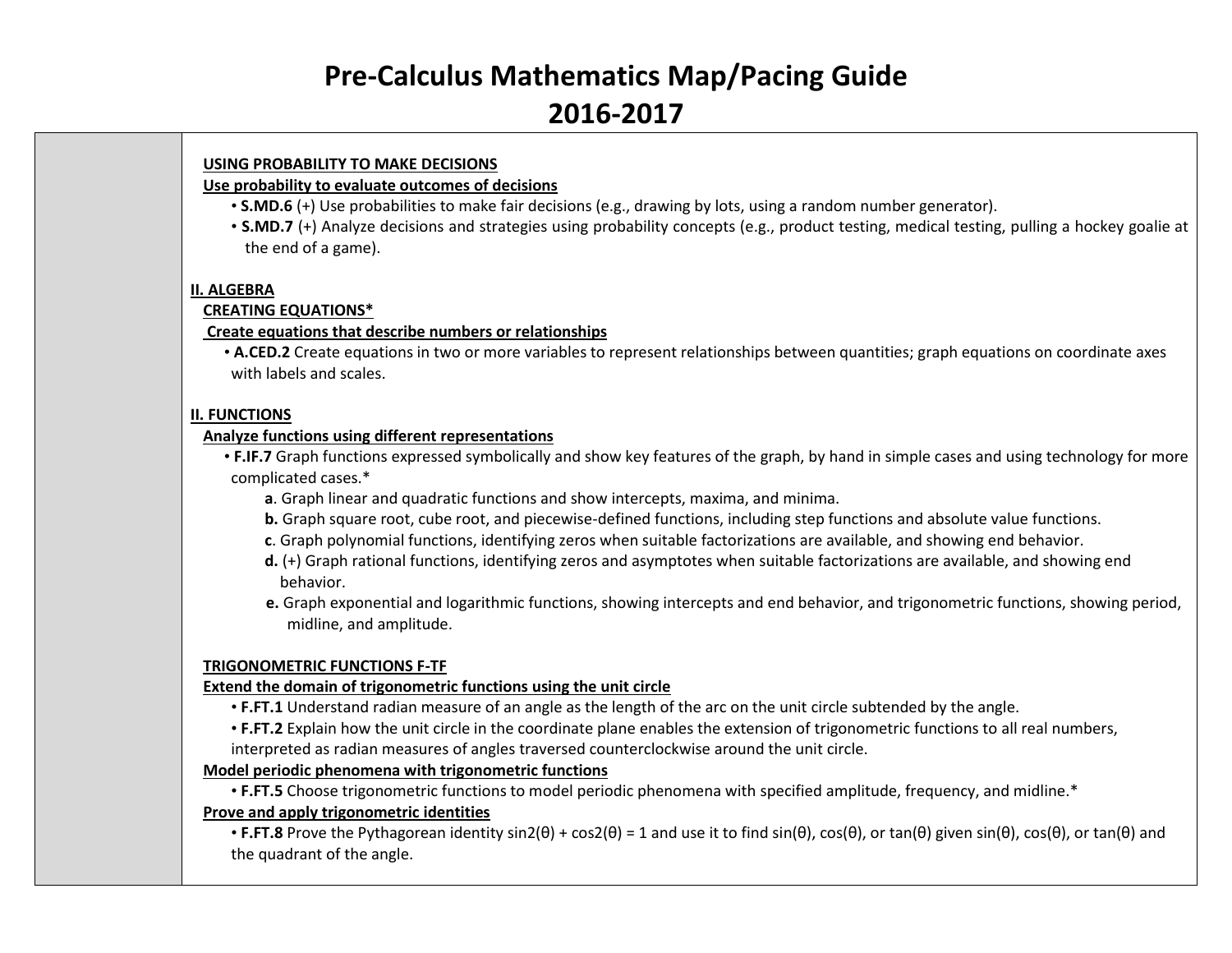# Pre-Calculus Mathematics Map/Pacing Guide
# 2016-2017

**USING PROBABILITY TO MAKE DECISIONS**

**Use probability to evaluate outcomes of decisions**

- **S.MD.6** (+) Use probabilities to make fair decisions (e.g., drawing by lots, using a random number generator).
- **S.MD.7** (+) Analyze decisions and strategies using probability concepts (e.g., product testing, medical testing, pulling a hockey goalie at the end of a game).

**II. ALGEBRA**

**CREATING EQUATIONS***

**Create equations that describe numbers or relationships**

- **A.CED.2** Create equations in two or more variables to represent relationships between quantities; graph equations on coordinate axes with labels and scales.

**II. FUNCTIONS**

**Analyze functions using different representations**

- **F.IF.7** Graph functions expressed symbolically and show key features of the graph, by hand in simple cases and using technology for more complicated cases.*
  - **a**. Graph linear and quadratic functions and show intercepts, maxima, and minima.
  - **b.** Graph square root, cube root, and piecewise-defined functions, including step functions and absolute value functions.
  - **c**. Graph polynomial functions, identifying zeros when suitable factorizations are available, and showing end behavior.
  - **d.** (+) Graph rational functions, identifying zeros and asymptotes when suitable factorizations are available, and showing end behavior.
  - **e.** Graph exponential and logarithmic functions, showing intercepts and end behavior, and trigonometric functions, showing period, midline, and amplitude.

**TRIGONOMETRIC FUNCTIONS F-TF**

**Extend the domain of trigonometric functions using the unit circle**

- **F.FT.1** Understand radian measure of an angle as the length of the arc on the unit circle subtended by the angle.
- **F.FT.2** Explain how the unit circle in the coordinate plane enables the extension of trigonometric functions to all real numbers, interpreted as radian measures of angles traversed counterclockwise around the unit circle.

**Model periodic phenomena with trigonometric functions**

- **F.FT.5** Choose trigonometric functions to model periodic phenomena with specified amplitude, frequency, and midline.*

**Prove and apply trigonometric identities**

- **F.FT.8** Prove the Pythagorean identity $\sin 2(\theta) + \cos 2(\theta) = 1$ and use it to find $\sin(\theta)$, $\cos(\theta)$, or $\tan(\theta)$ given $\sin(\theta)$, $\cos(\theta)$, or $\tan(\theta)$ and the quadrant of the angle.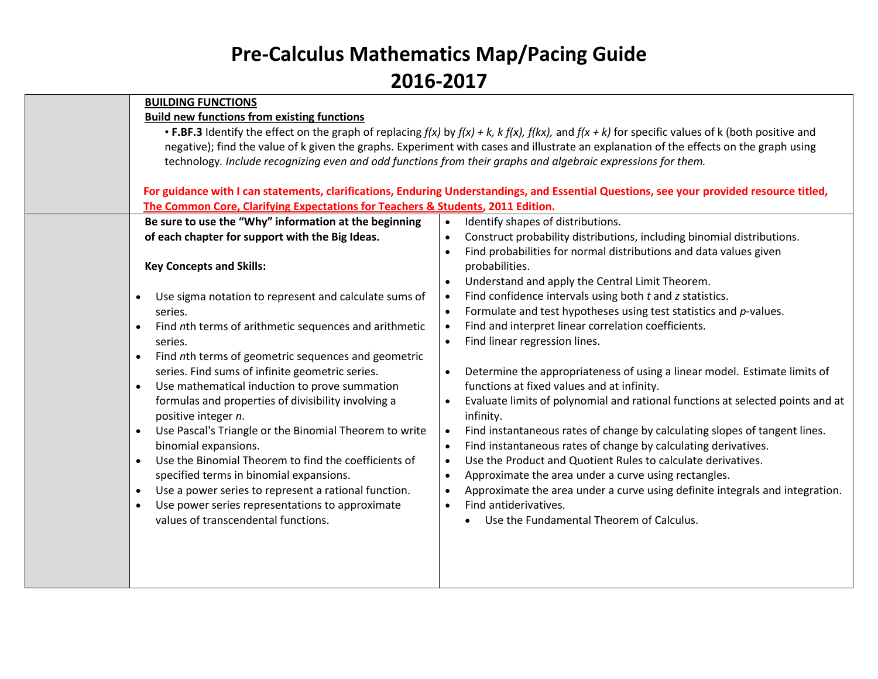# Pre-Calculus Mathematics Map/Pacing Guide

# 2016-2017

| | | |
|---|---|---|
| | **BUILDING FUNCTIONS**<br>**Build new functions from existing functions**<br>• **F.BF.3** Identify the effect on the graph of replacing *f(x)* by *f(x) + k, k f(x), f(kx),* and *f(x + k)* for specific values of k (both positive and negative); find the value of k given the graphs. Experiment with cases and illustrate an explanation of the effects on the graph using technology. *Include recognizing even and odd functions from their graphs and algebraic expressions for them.*<br><br>**For guidance with I can statements, clarifications, Enduring Understandings, and Essential Questions, see your provided resource titled, The Common Core, Clarifying Expectations for Teachers & Students, 2011 Edition.** | |
| | **Be sure to use the "Why" information at the beginning of each chapter for support with the Big Ideas.**<br><br>**Key Concepts and Skills:**<br><br>• Use sigma notation to represent and calculate sums of series.<br>• Find *n*th terms of arithmetic sequences and arithmetic series.<br>• Find *n*th terms of geometric sequences and geometric series. Find sums of infinite geometric series.<br>• Use mathematical induction to prove summation formulas and properties of divisibility involving a positive integer *n*.<br>• Use Pascal's Triangle or the Binomial Theorem to write binomial expansions.<br>• Use the Binomial Theorem to find the coefficients of specified terms in binomial expansions.<br>• Use a power series to represent a rational function.<br>• Use power series representations to approximate values of transcendental functions. | • Identify shapes of distributions.<br>• Construct probability distributions, including binomial distributions.<br>• Find probabilities for normal distributions and data values given probabilities.<br>• Understand and apply the Central Limit Theorem.<br>• Find confidence intervals using both *t* and *z* statistics.<br>• Formulate and test hypotheses using test statistics and *p*-values.<br>• Find and interpret linear correlation coefficients.<br>• Find linear regression lines.<br><br>• Determine the appropriateness of using a linear model. Estimate limits of functions at fixed values and at infinity.<br>• Evaluate limits of polynomial and rational functions at selected points and at infinity.<br>• Find instantaneous rates of change by calculating slopes of tangent lines.<br>• Find instantaneous rates of change by calculating derivatives.<br>• Use the Product and Quotient Rules to calculate derivatives.<br>• Approximate the area under a curve using rectangles.<br>• Approximate the area under a curve using definite integrals and integration.<br>• Find antiderivatives.<br>  • Use the Fundamental Theorem of Calculus. |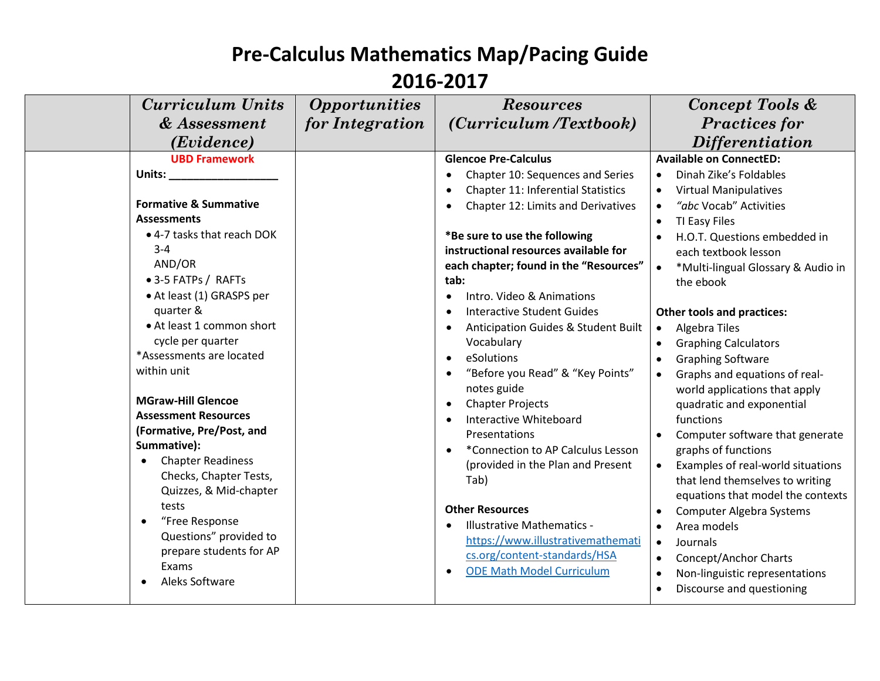# Pre-Calculus Mathematics Map/Pacing Guide
# 2016-2017

| | *Curriculum Units & Assessment (Evidence)* | *Opportunities for Integration* | *Resources (Curriculum /Textbook)* | *Concept Tools & Practices for Differentiation* |
|---|---|---|---|---|
| | **UBD Framework**<br>**Units: \_\_\_\_\_\_\_\_\_\_\_\_\_\_\_\_\_\_**<br><br>**Formative & Summative Assessments**<br>• 4-7 tasks that reach DOK 3-4 AND/OR<br>• 3-5 FATPs / RAFTs<br>• At least (1) GRASPS per quarter &<br>• At least 1 common short cycle per quarter<br>*Assessments are located within unit<br><br>**MGraw-Hill Glencoe Assessment Resources (Formative, Pre/Post, and Summative):**<br>• Chapter Readiness Checks, Chapter Tests, Quizzes, & Mid-chapter tests<br>• "Free Response Questions" provided to prepare students for AP Exams<br>• Aleks Software | | **Glencoe Pre-Calculus**<br>• Chapter 10: Sequences and Series<br>• Chapter 11: Inferential Statistics<br>• Chapter 12: Limits and Derivatives<br><br>**\*Be sure to use the following instructional resources available for each chapter; found in the "Resources" tab:**<br>• Intro. Video & Animations<br>• Interactive Student Guides<br>• Anticipation Guides & Student Built Vocabulary<br>• eSolutions<br>• "Before you Read" & "Key Points" notes guide<br>• Chapter Projects<br>• Interactive Whiteboard Presentations<br>• *Connection to AP Calculus Lesson (provided in the Plan and Present Tab)<br><br>**Other Resources**<br>• Illustrative Mathematics - https://www.illustrativemathematics.org/content-standards/HSA<br>• ODE Math Model Curriculum | **Available on ConnectED:**<br>• Dinah Zike's Foldables<br>• Virtual Manipulatives<br>• *"abc* Vocab" Activities<br>• TI Easy Files<br>• H.O.T. Questions embedded in each textbook lesson<br>• *Multi-lingual Glossary & Audio in the ebook<br><br>**Other tools and practices:**<br>• Algebra Tiles<br>• Graphing Calculators<br>• Graphing Software<br>• Graphs and equations of real-world applications that apply quadratic and exponential functions<br>• Computer software that generate graphs of functions<br>• Examples of real-world situations that lend themselves to writing equations that model the contexts<br>• Computer Algebra Systems<br>• Area models<br>• Journals<br>• Concept/Anchor Charts<br>• Non-linguistic representations<br>• Discourse and questioning |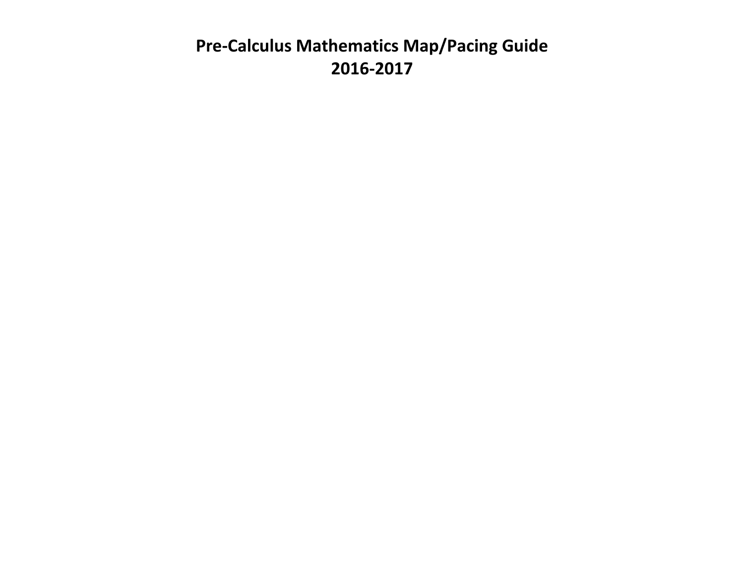# Pre-Calculus Mathematics Map/Pacing Guide
# 2016-2017